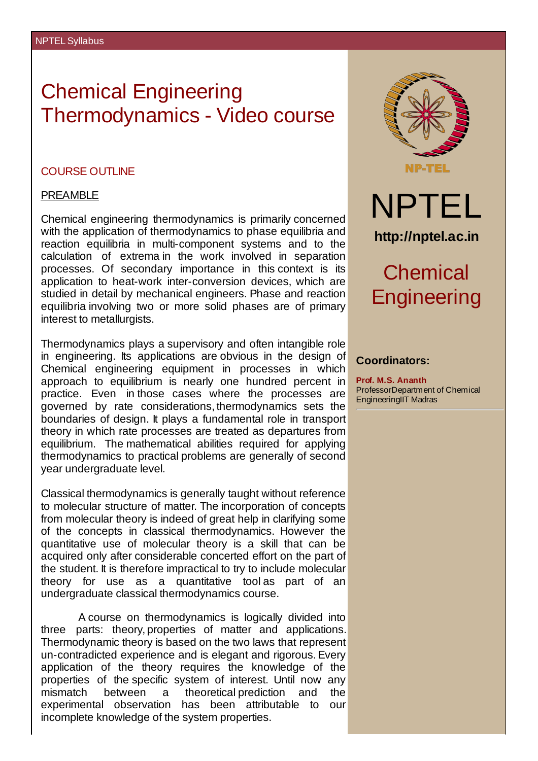# Chemical Engineering Thermodynamics - Video course

## COURSE OUTLINE

### PREAMBLE

Chemical engineering thermodynamics is primarily concerned with the application of thermodynamics to phase equilibria and reaction equilibria in multi-component systems and to the calculation of extrema in the work involved in separation processes. Of secondary importance in this context is its application to heat-work inter-conversion devices, which are studied in detail by mechanical engineers. Phase and reaction equilibria involving two or more solid phases are of primary interest to metallurgists.

Thermodynamics plays a supervisory and often intangible role in engineering. Its applications are obvious in the design of Chemical engineering equipment in processes in which approach to equilibrium is nearly one hundred percent in practice. Even in those cases where the processes are governed by rate considerations, thermodynamics sets the boundaries of design. It plays a fundamental role in transport theory in which rate processes are treated as departures from equilibrium. The mathematical abilities required for applying thermodynamics to practical problems are generally of second year undergraduate level.

Classical thermodynamics is generally taught without reference to molecular structure of matter. The incorporation of concepts from molecular theory is indeed of great help in clarifying some of the concepts in classical thermodynamics. However the quantitative use of molecular theory is a skill that can be acquired only after considerable concerted effort on the part of the student. It is therefore impractical to try to include molecular theory for use as a quantitative tool as part of an undergraduate classical thermodynamics course.

A course on thermodynamics is logically divided into three parts: theory, properties of matter and applications. Thermodynamic theory is based on the two laws that represent un-contradicted experience and is elegant and rigorous. Every application of the theory requires the knowledge of the properties of the specific system of interest. Until now any mismatch between a theoretical prediction and the experimental observation has been attributable to our incomplete knowledge of the system properties.

NPTEL

http://nptel.ac.in

## Chemical Engineering

**Coordinators:**

**Prof. M.S. Ananth**
Professor Department of Chemical Engineering IIT Madras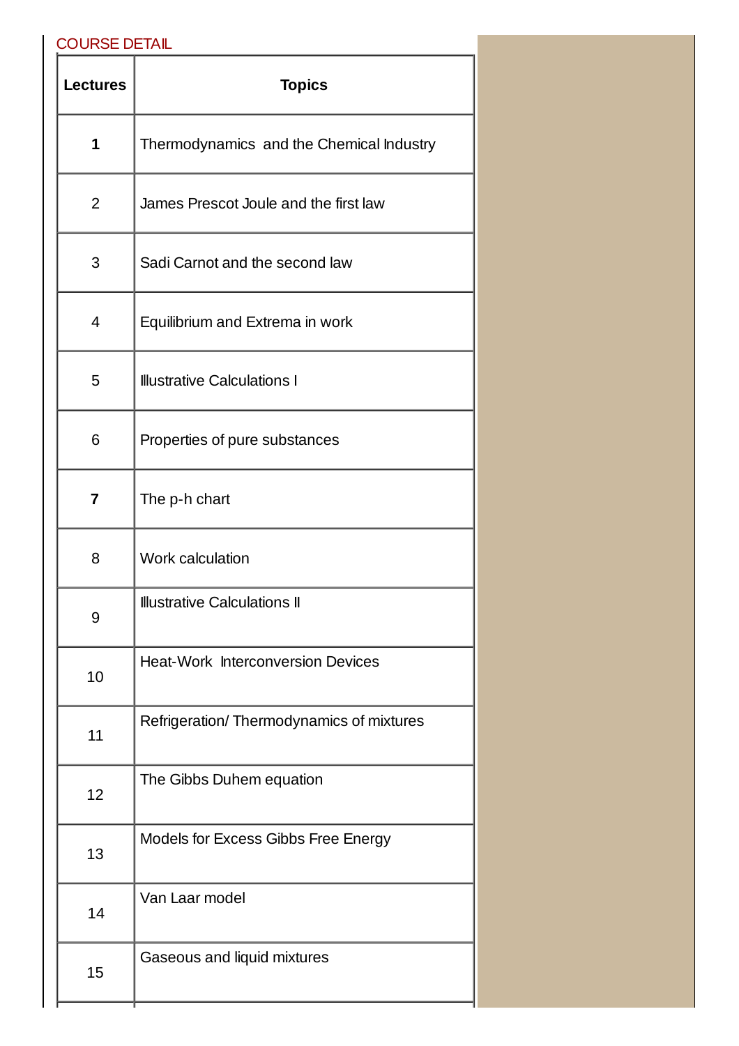COURSE DETAIL

| Lectures | Topics |
|---|---|
| **1** | Thermodynamics and the Chemical Industry |
| 2 | James Prescot Joule and the first law |
| 3 | Sadi Carnot and the second law |
| 4 | Equilibrium and Extrema in work |
| 5 | Illustrative Calculations I |
| 6 | Properties of pure substances |
| **7** | The p-h chart |
| 8 | Work calculation |
| 9 | Illustrative Calculations II |
| 10 | Heat-Work Interconversion Devices |
| 11 | Refrigeration/ Thermodynamics of mixtures |
| 12 | The Gibbs Duhem equation |
| 13 | Models for Excess Gibbs Free Energy |
| 14 | Van Laar model |
| 15 | Gaseous and liquid mixtures |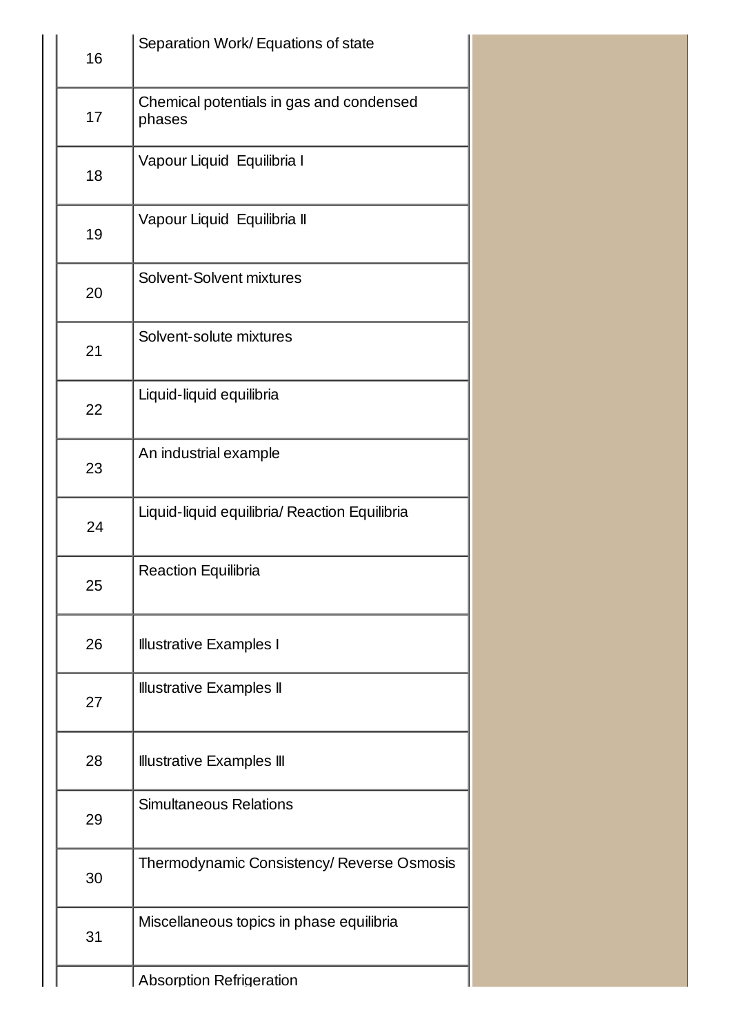| | |
|---|---|
| 16 | Separation Work/ Equations of state |
| 17 | Chemical potentials in gas and condensed phases |
| 18 | Vapour Liquid Equilibria I |
| 19 | Vapour Liquid Equilibria II |
| 20 | Solvent-Solvent mixtures |
| 21 | Solvent-solute mixtures |
| 22 | Liquid-liquid equilibria |
| 23 | An industrial example |
| 24 | Liquid-liquid equilibria/ Reaction Equilibria |
| 25 | Reaction Equilibria |
| 26 | Illustrative Examples I |
| 27 | Illustrative Examples II |
| 28 | Illustrative Examples III |
| 29 | Simultaneous Relations |
| 30 | Thermodynamic Consistency/ Reverse Osmosis |
| 31 | Miscellaneous topics in phase equilibria |
| | Absorption Refrigeration |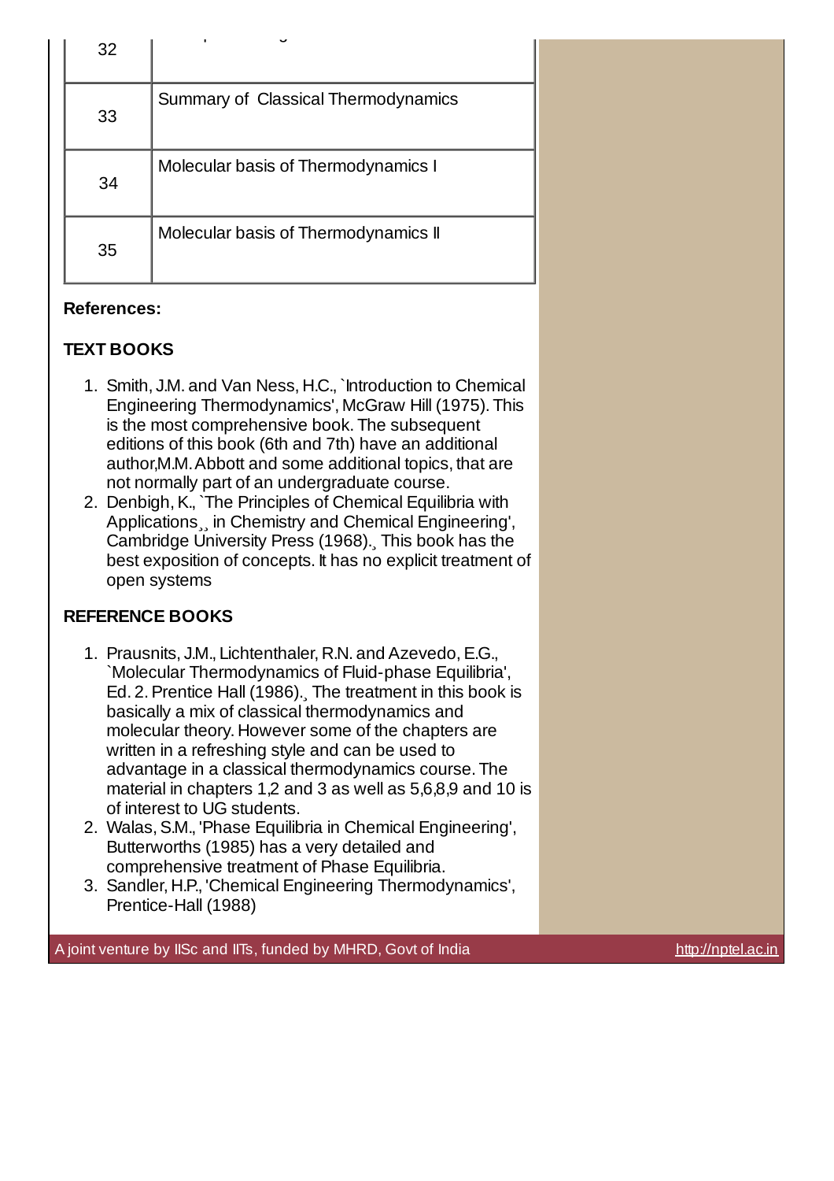| | |
|---|---|
| 32 | |
| 33 | Summary of Classical Thermodynamics |
| 34 | Molecular basis of Thermodynamics I |
| 35 | Molecular basis of Thermodynamics II |

**References:**

**TEXT BOOKS**

1. Smith, J.M. and Van Ness, H.C., `Introduction to Chemical Engineering Thermodynamics', McGraw Hill (1975). This is the most comprehensive book. The subsequent editions of this book (6th and 7th) have an additional author,M.M. Abbott and some additional topics, that are not normally part of an undergraduate course.
2. Denbigh, K., `The Principles of Chemical Equilibria with Applications¸¸ in Chemistry and Chemical Engineering', Cambridge University Press (1968).¸ This book has the best exposition of concepts. It has no explicit treatment of open systems

**REFERENCE BOOKS**

1. Prausnits, J.M., Lichtenthaler, R.N. and Azevedo, E.G., `Molecular Thermodynamics of Fluid-phase Equilibria', Ed. 2. Prentice Hall (1986).¸ The treatment in this book is basically a mix of classical thermodynamics and molecular theory. However some of the chapters are written in a refreshing style and can be used to advantage in a classical thermodynamics course. The material in chapters 1,2 and 3 as well as 5,6,8,9 and 10 is of interest to UG students.
2. Walas, S.M., 'Phase Equilibria in Chemical Engineering', Butterworths (1985) has a very detailed and comprehensive treatment of Phase Equilibria.
3. Sandler, H.P., 'Chemical Engineering Thermodynamics', Prentice-Hall (1988)

A joint venture by IISc and IITs, funded by MHRD, Govt of India http://nptel.ac.in